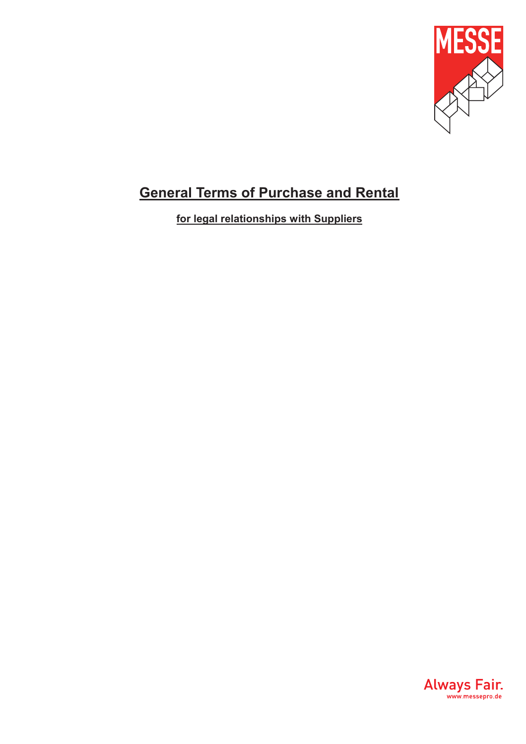# General Terms of Purchase and Rental

**for legal relationships with Suppliers**

Always Fair.
www.messepro.de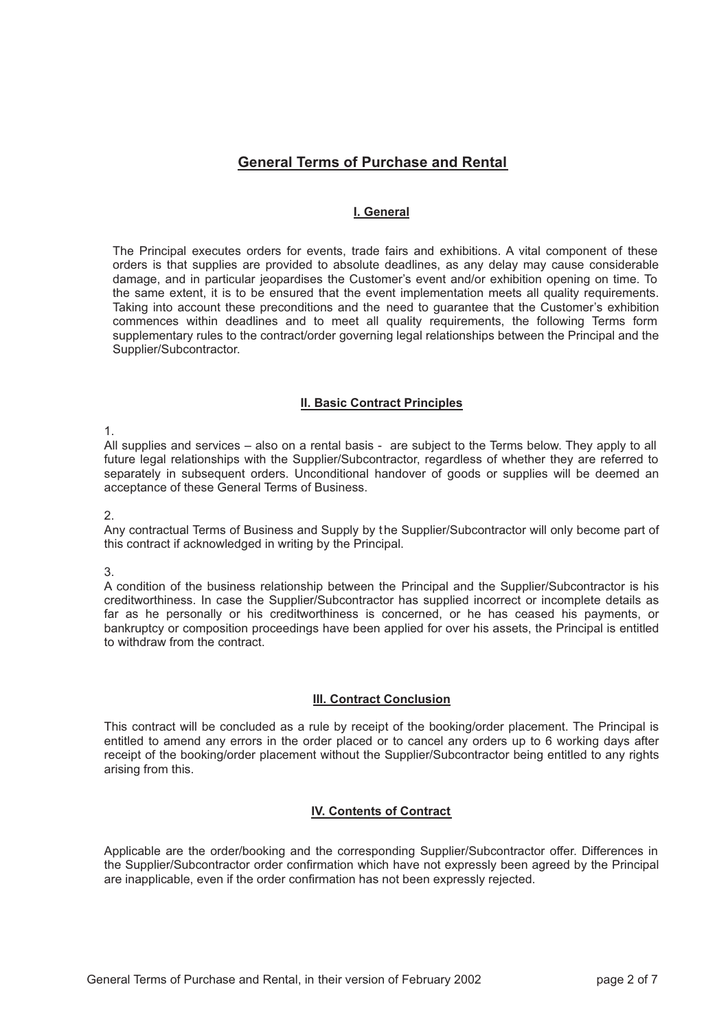# General Terms of Purchase and Rental

## I. General

The Principal executes orders for events, trade fairs and exhibitions. A vital component of these orders is that supplies are provided to absolute deadlines, as any delay may cause considerable damage, and in particular jeopardises the Customer's event and/or exhibition opening on time. To the same extent, it is to be ensured that the event implementation meets all quality requirements. Taking into account these preconditions and the need to guarantee that the Customer's exhibition commences within deadlines and to meet all quality requirements, the following Terms form supplementary rules to the contract/order governing legal relationships between the Principal and the Supplier/Subcontractor.

## II. Basic Contract Principles

1.

All supplies and services – also on a rental basis - are subject to the Terms below. They apply to all future legal relationships with the Supplier/Subcontractor, regardless of whether they are referred to separately in subsequent orders. Unconditional handover of goods or supplies will be deemed an acceptance of these General Terms of Business.

2.

Any contractual Terms of Business and Supply by the Supplier/Subcontractor will only become part of this contract if acknowledged in writing by the Principal.

3.

A condition of the business relationship between the Principal and the Supplier/Subcontractor is his creditworthiness. In case the Supplier/Subcontractor has supplied incorrect or incomplete details as far as he personally or his creditworthiness is concerned, or he has ceased his payments, or bankruptcy or composition proceedings have been applied for over his assets, the Principal is entitled to withdraw from the contract.

## III. Contract Conclusion

This contract will be concluded as a rule by receipt of the booking/order placement. The Principal is entitled to amend any errors in the order placed or to cancel any orders up to 6 working days after receipt of the booking/order placement without the Supplier/Subcontractor being entitled to any rights arising from this.

## IV. Contents of Contract

Applicable are the order/booking and the corresponding Supplier/Subcontractor offer. Differences in the Supplier/Subcontractor order confirmation which have not expressly been agreed by the Principal are inapplicable, even if the order confirmation has not been expressly rejected.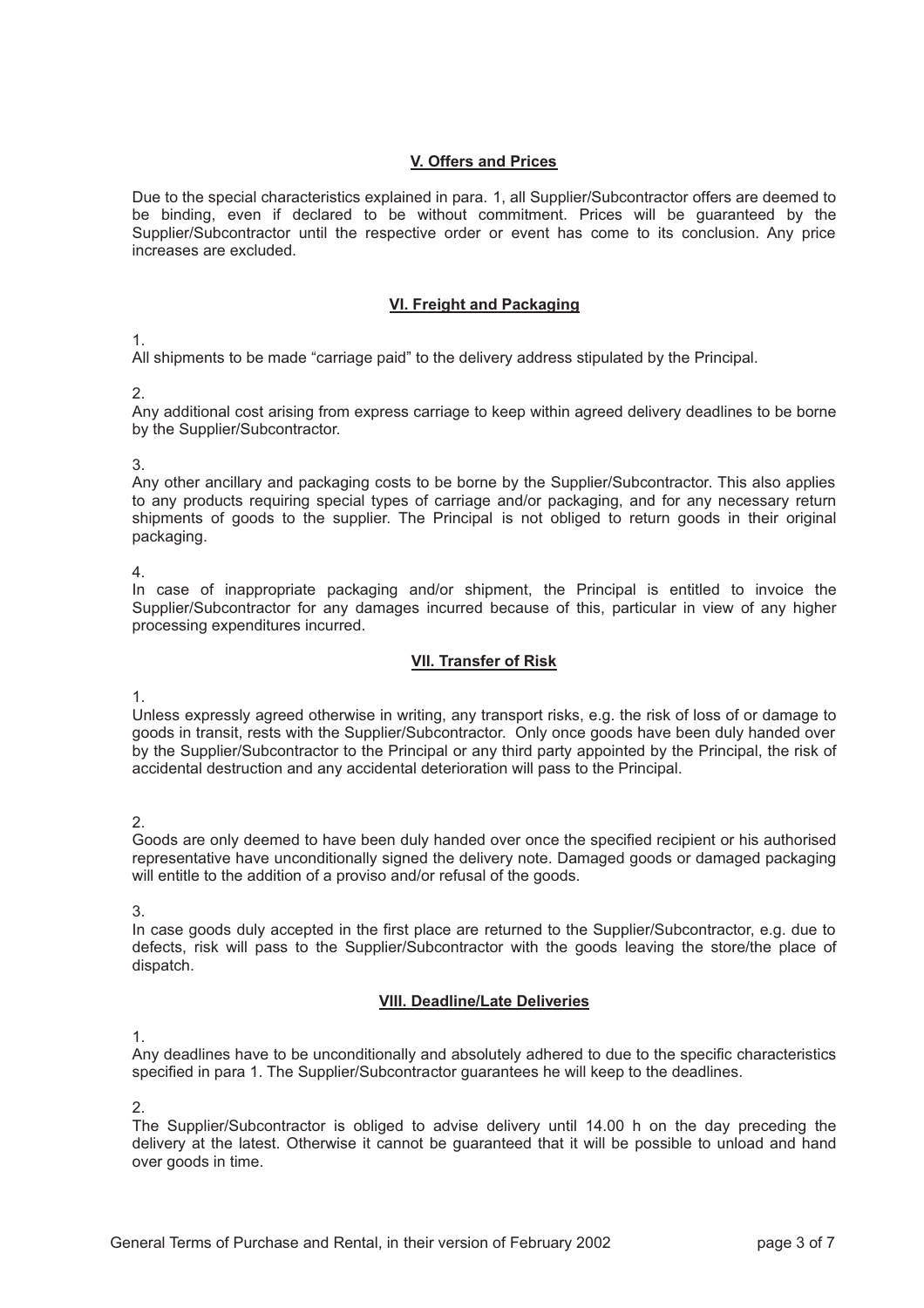## V. Offers and Prices

Due to the special characteristics explained in para. 1, all Supplier/Subcontractor offers are deemed to be binding, even if declared to be without commitment. Prices will be guaranteed by the Supplier/Subcontractor until the respective order or event has come to its conclusion. Any price increases are excluded.

## VI. Freight and Packaging

1.
All shipments to be made "carriage paid" to the delivery address stipulated by the Principal.

2.
Any additional cost arising from express carriage to keep within agreed delivery deadlines to be borne by the Supplier/Subcontractor.

3.
Any other ancillary and packaging costs to be borne by the Supplier/Subcontractor. This also applies to any products requiring special types of carriage and/or packaging, and for any necessary return shipments of goods to the supplier. The Principal is not obliged to return goods in their original packaging.

4.
In case of inappropriate packaging and/or shipment, the Principal is entitled to invoice the Supplier/Subcontractor for any damages incurred because of this, particular in view of any higher processing expenditures incurred.

## VII. Transfer of Risk

1.
Unless expressly agreed otherwise in writing, any transport risks, e.g. the risk of loss of or damage to goods in transit, rests with the Supplier/Subcontractor. Only once goods have been duly handed over by the Supplier/Subcontractor to the Principal or any third party appointed by the Principal, the risk of accidental destruction and any accidental deterioration will pass to the Principal.

2.
Goods are only deemed to have been duly handed over once the specified recipient or his authorised representative have unconditionally signed the delivery note. Damaged goods or damaged packaging will entitle to the addition of a proviso and/or refusal of the goods.

3.
In case goods duly accepted in the first place are returned to the Supplier/Subcontractor, e.g. due to defects, risk will pass to the Supplier/Subcontractor with the goods leaving the store/the place of dispatch.

## VIII. Deadline/Late Deliveries

1.
Any deadlines have to be unconditionally and absolutely adhered to due to the specific characteristics specified in para 1. The Supplier/Subcontractor guarantees he will keep to the deadlines.

2.
The Supplier/Subcontractor is obliged to advise delivery until 14.00 h on the day preceding the delivery at the latest. Otherwise it cannot be guaranteed that it will be possible to unload and hand over goods in time.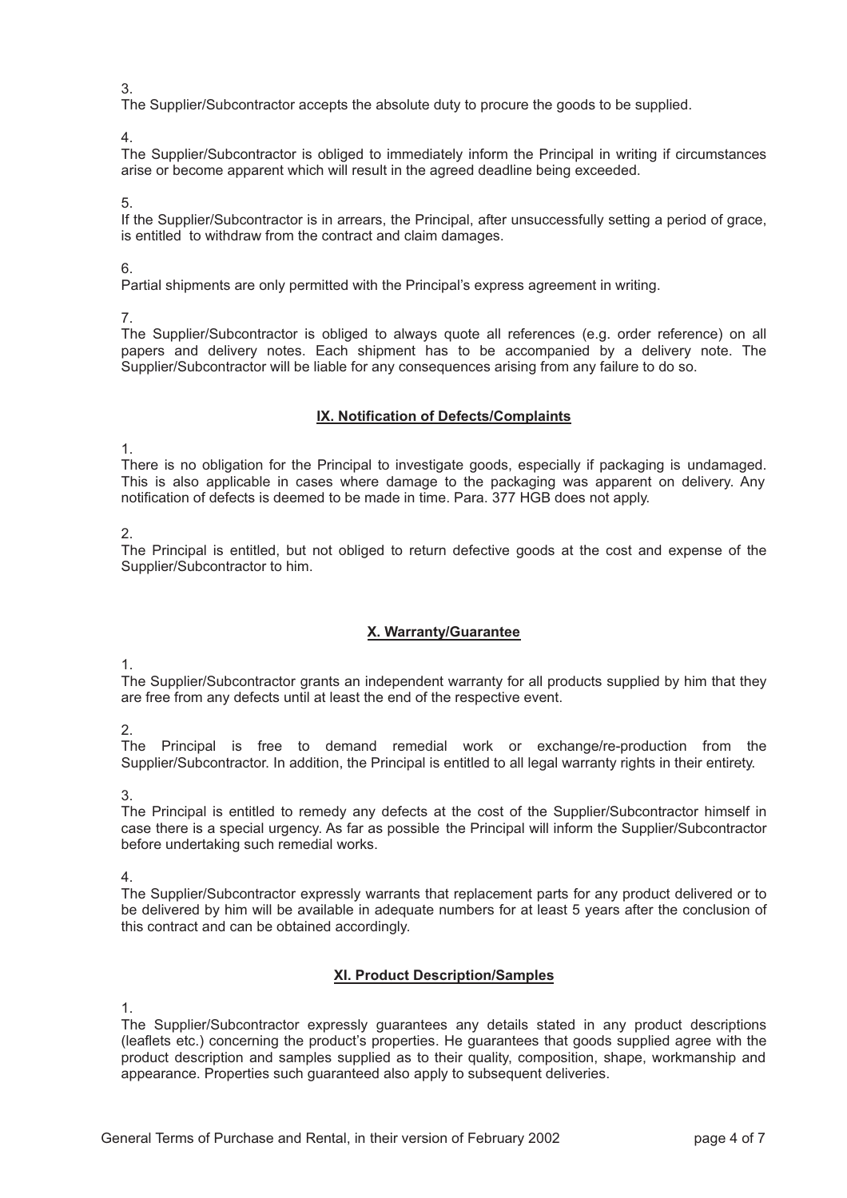3.
The Supplier/Subcontractor accepts the absolute duty to procure the goods to be supplied.

4.
The Supplier/Subcontractor is obliged to immediately inform the Principal in writing if circumstances arise or become apparent which will result in the agreed deadline being exceeded.

5.
If the Supplier/Subcontractor is in arrears, the Principal, after unsuccessfully setting a period of grace, is entitled to withdraw from the contract and claim damages.

6.
Partial shipments are only permitted with the Principal's express agreement in writing.

7.
The Supplier/Subcontractor is obliged to always quote all references (e.g. order reference) on all papers and delivery notes. Each shipment has to be accompanied by a delivery note. The Supplier/Subcontractor will be liable for any consequences arising from any failure to do so.

## IX. Notification of Defects/Complaints

1.
There is no obligation for the Principal to investigate goods, especially if packaging is undamaged. This is also applicable in cases where damage to the packaging was apparent on delivery. Any notification of defects is deemed to be made in time. Para. 377 HGB does not apply.

2.
The Principal is entitled, but not obliged to return defective goods at the cost and expense of the Supplier/Subcontractor to him.

## X. Warranty/Guarantee

1.
The Supplier/Subcontractor grants an independent warranty for all products supplied by him that they are free from any defects until at least the end of the respective event.

2.
The Principal is free to demand remedial work or exchange/re-production from the Supplier/Subcontractor. In addition, the Principal is entitled to all legal warranty rights in their entirety.

3.
The Principal is entitled to remedy any defects at the cost of the Supplier/Subcontractor himself in case there is a special urgency. As far as possible the Principal will inform the Supplier/Subcontractor before undertaking such remedial works.

4.
The Supplier/Subcontractor expressly warrants that replacement parts for any product delivered or to be delivered by him will be available in adequate numbers for at least 5 years after the conclusion of this contract and can be obtained accordingly.

## XI. Product Description/Samples

1.
The Supplier/Subcontractor expressly guarantees any details stated in any product descriptions (leaflets etc.) concerning the product's properties. He guarantees that goods supplied agree with the product description and samples supplied as to their quality, composition, shape, workmanship and appearance. Properties such guaranteed also apply to subsequent deliveries.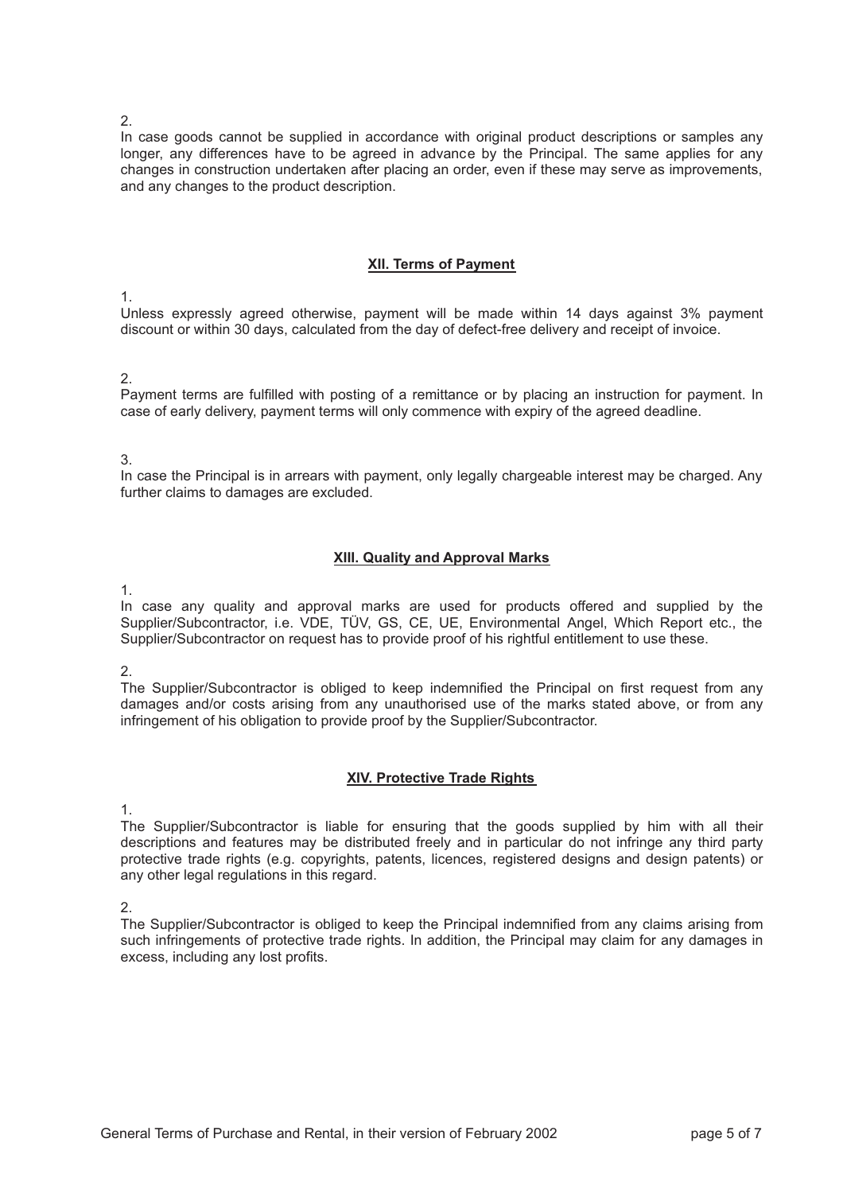2.

In case goods cannot be supplied in accordance with original product descriptions or samples any longer, any differences have to be agreed in advance by the Principal. The same applies for any changes in construction undertaken after placing an order, even if these may serve as improvements, and any changes to the product description.

## XII. Terms of Payment

1.

Unless expressly agreed otherwise, payment will be made within 14 days against 3% payment discount or within 30 days, calculated from the day of defect-free delivery and receipt of invoice.

2.

Payment terms are fulfilled with posting of a remittance or by placing an instruction for payment. In case of early delivery, payment terms will only commence with expiry of the agreed deadline.

3.

In case the Principal is in arrears with payment, only legally chargeable interest may be charged. Any further claims to damages are excluded.

## XIII. Quality and Approval Marks

1.

In case any quality and approval marks are used for products offered and supplied by the Supplier/Subcontractor, i.e. VDE, TÜV, GS, CE, UE, Environmental Angel, Which Report etc., the Supplier/Subcontractor on request has to provide proof of his rightful entitlement to use these.

2.

The Supplier/Subcontractor is obliged to keep indemnified the Principal on first request from any damages and/or costs arising from any unauthorised use of the marks stated above, or from any infringement of his obligation to provide proof by the Supplier/Subcontractor.

## XIV. Protective Trade Rights

1.

The Supplier/Subcontractor is liable for ensuring that the goods supplied by him with all their descriptions and features may be distributed freely and in particular do not infringe any third party protective trade rights (e.g. copyrights, patents, licences, registered designs and design patents) or any other legal regulations in this regard.

2.

The Supplier/Subcontractor is obliged to keep the Principal indemnified from any claims arising from such infringements of protective trade rights. In addition, the Principal may claim for any damages in excess, including any lost profits.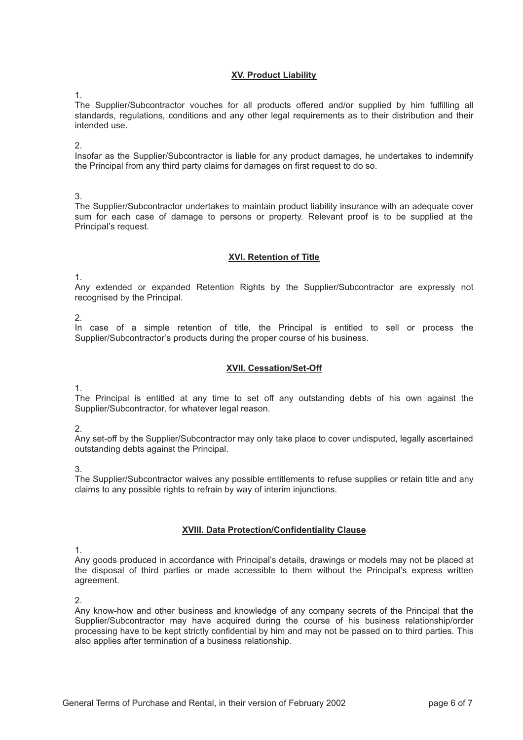## XV. Product Liability

1.
The Supplier/Subcontractor vouches for all products offered and/or supplied by him fulfilling all standards, regulations, conditions and any other legal requirements as to their distribution and their intended use.

2.
Insofar as the Supplier/Subcontractor is liable for any product damages, he undertakes to indemnify the Principal from any third party claims for damages on first request to do so.

3.
The Supplier/Subcontractor undertakes to maintain product liability insurance with an adequate cover sum for each case of damage to persons or property. Relevant proof is to be supplied at the Principal's request.

## XVI. Retention of Title

1.
Any extended or expanded Retention Rights by the Supplier/Subcontractor are expressly not recognised by the Principal.

2.
In case of a simple retention of title, the Principal is entitled to sell or process the Supplier/Subcontractor's products during the proper course of his business.

## XVII. Cessation/Set-Off

1.
The Principal is entitled at any time to set off any outstanding debts of his own against the Supplier/Subcontractor, for whatever legal reason.

2.
Any set-off by the Supplier/Subcontractor may only take place to cover undisputed, legally ascertained outstanding debts against the Principal.

3.
The Supplier/Subcontractor waives any possible entitlements to refuse supplies or retain title and any claims to any possible rights to refrain by way of interim injunctions.

## XVIII. Data Protection/Confidentiality Clause

1.
Any goods produced in accordance with Principal's details, drawings or models may not be placed at the disposal of third parties or made accessible to them without the Principal's express written agreement.

2.
Any know-how and other business and knowledge of any company secrets of the Principal that the Supplier/Subcontractor may have acquired during the course of his business relationship/order processing have to be kept strictly confidential by him and may not be passed on to third parties. This also applies after termination of a business relationship.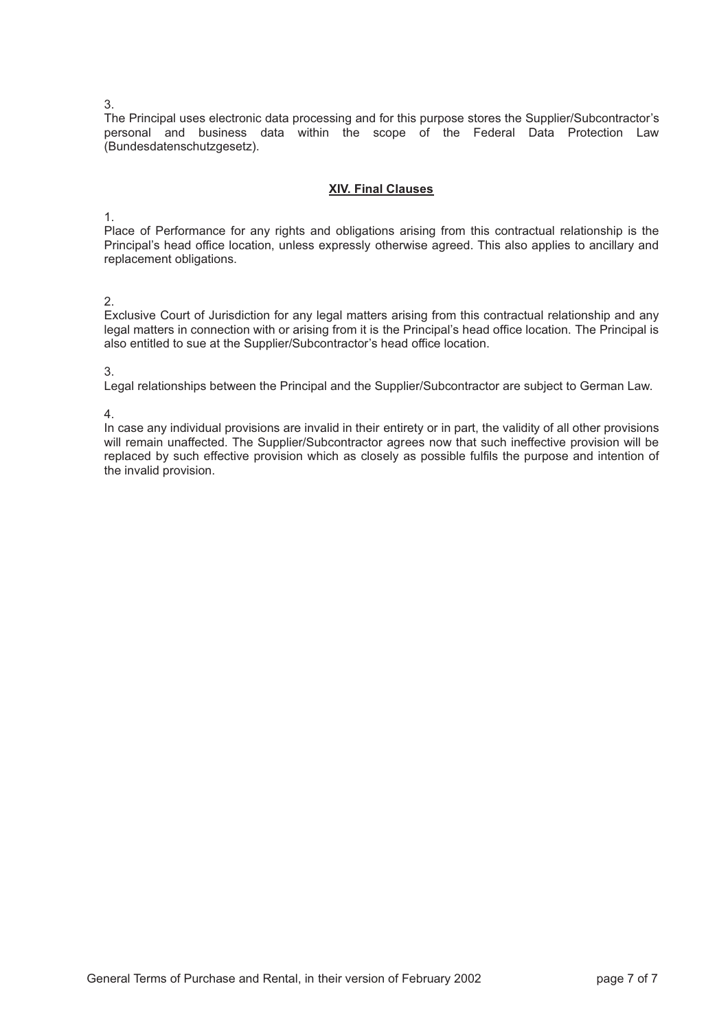3.
The Principal uses electronic data processing and for this purpose stores the Supplier/Subcontractor's personal and business data within the scope of the Federal Data Protection Law (Bundesdatenschutzgesetz).

## XIV. Final Clauses

1.
Place of Performance for any rights and obligations arising from this contractual relationship is the Principal's head office location, unless expressly otherwise agreed. This also applies to ancillary and replacement obligations.

2.
Exclusive Court of Jurisdiction for any legal matters arising from this contractual relationship and any legal matters in connection with or arising from it is the Principal's head office location. The Principal is also entitled to sue at the Supplier/Subcontractor's head office location.

3.
Legal relationships between the Principal and the Supplier/Subcontractor are subject to German Law.

4.
In case any individual provisions are invalid in their entirety or in part, the validity of all other provisions will remain unaffected. The Supplier/Subcontractor agrees now that such ineffective provision will be replaced by such effective provision which as closely as possible fulfils the purpose and intention of the invalid provision.